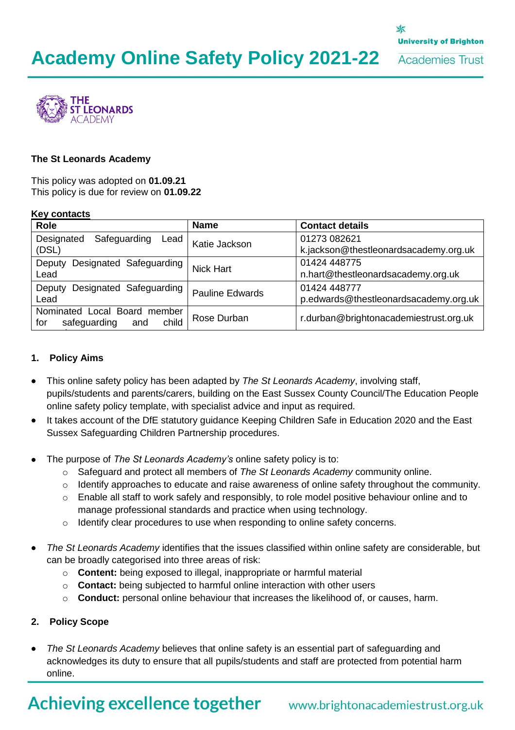# Academy Online Safety Policy 2021-22

**The St Leonards Academy**

This policy was adopted on **01.09.21**
This policy is due for review on **01.09.22**

**Key contacts**

| Role | Name | Contact details |
|---|---|---|
| Designated Safeguarding Lead (DSL) | Katie Jackson | 01273 082621 k.jackson@thestleonardsacademy.org.uk |
| Deputy Designated Safeguarding Lead | Nick Hart | 01424 448775 n.hart@thestleonardsacademy.org.uk |
| Deputy Designated Safeguarding Lead | Pauline Edwards | 01424 448777 p.edwards@thestleonardsacademy.org.uk |
| Nominated Local Board member for safeguarding and child | Rose Durban | r.durban@brightonacademiestrust.org.uk |

## 1. Policy Aims

- This online safety policy has been adapted by *The St Leonards Academy*, involving staff, pupils/students and parents/carers, building on the East Sussex County Council/The Education People online safety policy template, with specialist advice and input as required.
- It takes account of the DfE statutory guidance Keeping Children Safe in Education 2020 and the East Sussex Safeguarding Children Partnership procedures.

- The purpose of *The St Leonards Academy's* online safety policy is to:
  - Safeguard and protect all members of *The St Leonards Academy* community online.
  - Identify approaches to educate and raise awareness of online safety throughout the community.
  - Enable all staff to work safely and responsibly, to role model positive behaviour online and to manage professional standards and practice when using technology.
  - Identify clear procedures to use when responding to online safety concerns.

- *The St Leonards Academy* identifies that the issues classified within online safety are considerable, but can be broadly categorised into three areas of risk:
  - **Content:** being exposed to illegal, inappropriate or harmful material
  - **Contact:** being subjected to harmful online interaction with other users
  - **Conduct:** personal online behaviour that increases the likelihood of, or causes, harm.

## 2. Policy Scope

- *The St Leonards Academy* believes that online safety is an essential part of safeguarding and acknowledges its duty to ensure that all pupils/students and staff are protected from potential harm online.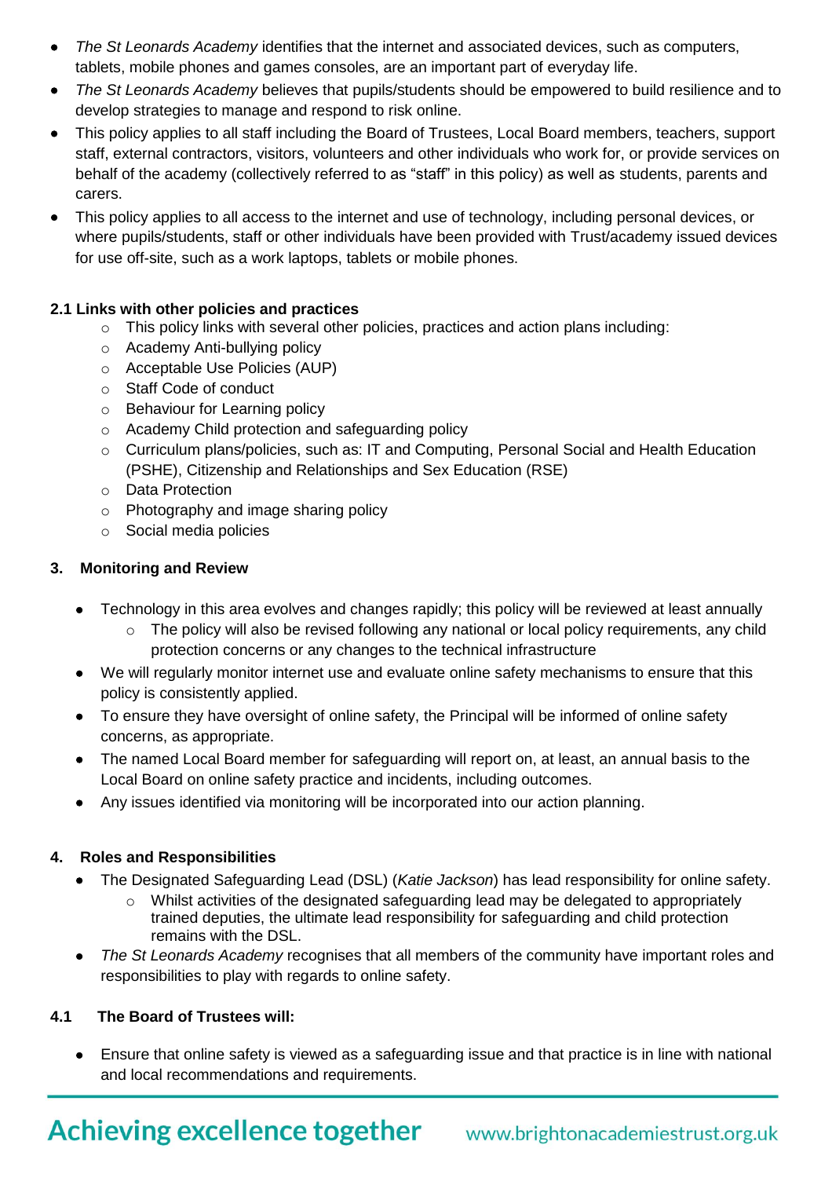- *The St Leonards Academy* identifies that the internet and associated devices, such as computers, tablets, mobile phones and games consoles, are an important part of everyday life.
- *The St Leonards Academy* believes that pupils/students should be empowered to build resilience and to develop strategies to manage and respond to risk online.
- This policy applies to all staff including the Board of Trustees, Local Board members, teachers, support staff, external contractors, visitors, volunteers and other individuals who work for, or provide services on behalf of the academy (collectively referred to as "staff" in this policy) as well as students, parents and carers.
- This policy applies to all access to the internet and use of technology, including personal devices, or where pupils/students, staff or other individuals have been provided with Trust/academy issued devices for use off-site, such as a work laptops, tablets or mobile phones.

### 2.1 Links with other policies and practices

- This policy links with several other policies, practices and action plans including:
- Academy Anti-bullying policy
- Acceptable Use Policies (AUP)
- Staff Code of conduct
- Behaviour for Learning policy
- Academy Child protection and safeguarding policy
- Curriculum plans/policies, such as: IT and Computing, Personal Social and Health Education (PSHE), Citizenship and Relationships and Sex Education (RSE)
- Data Protection
- Photography and image sharing policy
- Social media policies

## 3. Monitoring and Review

- Technology in this area evolves and changes rapidly; this policy will be reviewed at least annually
  - The policy will also be revised following any national or local policy requirements, any child protection concerns or any changes to the technical infrastructure
- We will regularly monitor internet use and evaluate online safety mechanisms to ensure that this policy is consistently applied.
- To ensure they have oversight of online safety, the Principal will be informed of online safety concerns, as appropriate.
- The named Local Board member for safeguarding will report on, at least, an annual basis to the Local Board on online safety practice and incidents, including outcomes.
- Any issues identified via monitoring will be incorporated into our action planning.

## 4. Roles and Responsibilities

- The Designated Safeguarding Lead (DSL) (*Katie Jackson*) has lead responsibility for online safety.
  - Whilst activities of the designated safeguarding lead may be delegated to appropriately trained deputies, the ultimate lead responsibility for safeguarding and child protection remains with the DSL.
- *The St Leonards Academy* recognises that all members of the community have important roles and responsibilities to play with regards to online safety.

### 4.1 The Board of Trustees will:

- Ensure that online safety is viewed as a safeguarding issue and that practice is in line with national and local recommendations and requirements.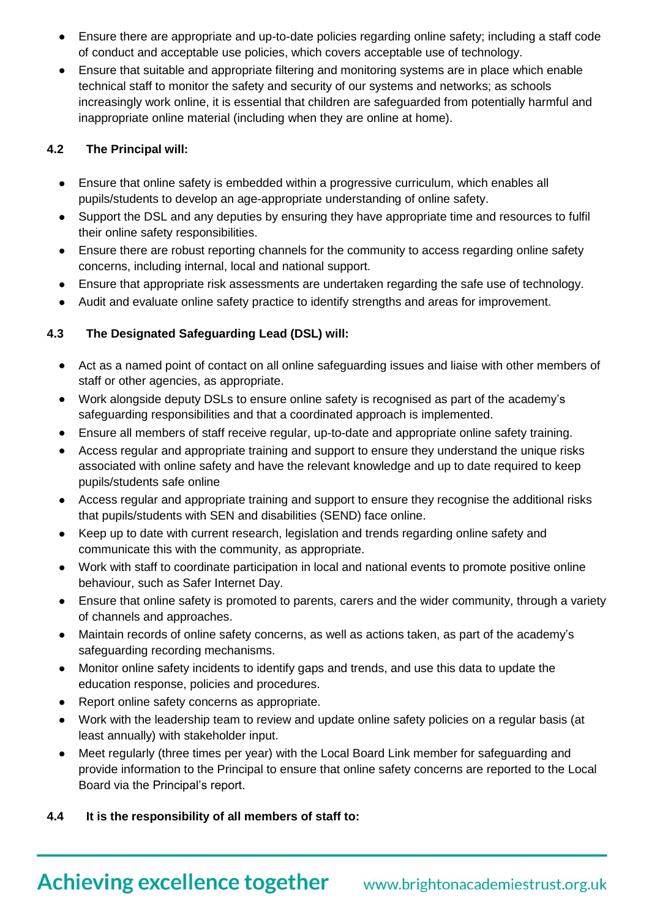- Ensure there are appropriate and up-to-date policies regarding online safety; including a staff code of conduct and acceptable use policies, which covers acceptable use of technology.
- Ensure that suitable and appropriate filtering and monitoring systems are in place which enable technical staff to monitor the safety and security of our systems and networks; as schools increasingly work online, it is essential that children are safeguarded from potentially harmful and inappropriate online material (including when they are online at home).

### 4.2 The Principal will:

- Ensure that online safety is embedded within a progressive curriculum, which enables all pupils/students to develop an age-appropriate understanding of online safety.
- Support the DSL and any deputies by ensuring they have appropriate time and resources to fulfil their online safety responsibilities.
- Ensure there are robust reporting channels for the community to access regarding online safety concerns, including internal, local and national support.
- Ensure that appropriate risk assessments are undertaken regarding the safe use of technology.
- Audit and evaluate online safety practice to identify strengths and areas for improvement.

### 4.3 The Designated Safeguarding Lead (DSL) will:

- Act as a named point of contact on all online safeguarding issues and liaise with other members of staff or other agencies, as appropriate.
- Work alongside deputy DSLs to ensure online safety is recognised as part of the academy's safeguarding responsibilities and that a coordinated approach is implemented.
- Ensure all members of staff receive regular, up-to-date and appropriate online safety training.
- Access regular and appropriate training and support to ensure they understand the unique risks associated with online safety and have the relevant knowledge and up to date required to keep pupils/students safe online
- Access regular and appropriate training and support to ensure they recognise the additional risks that pupils/students with SEN and disabilities (SEND) face online.
- Keep up to date with current research, legislation and trends regarding online safety and communicate this with the community, as appropriate.
- Work with staff to coordinate participation in local and national events to promote positive online behaviour, such as Safer Internet Day.
- Ensure that online safety is promoted to parents, carers and the wider community, through a variety of channels and approaches.
- Maintain records of online safety concerns, as well as actions taken, as part of the academy's safeguarding recording mechanisms.
- Monitor online safety incidents to identify gaps and trends, and use this data to update the education response, policies and procedures.
- Report online safety concerns as appropriate.
- Work with the leadership team to review and update online safety policies on a regular basis (at least annually) with stakeholder input.
- Meet regularly (three times per year) with the Local Board Link member for safeguarding and provide information to the Principal to ensure that online safety concerns are reported to the Local Board via the Principal's report.

### 4.4 It is the responsibility of all members of staff to: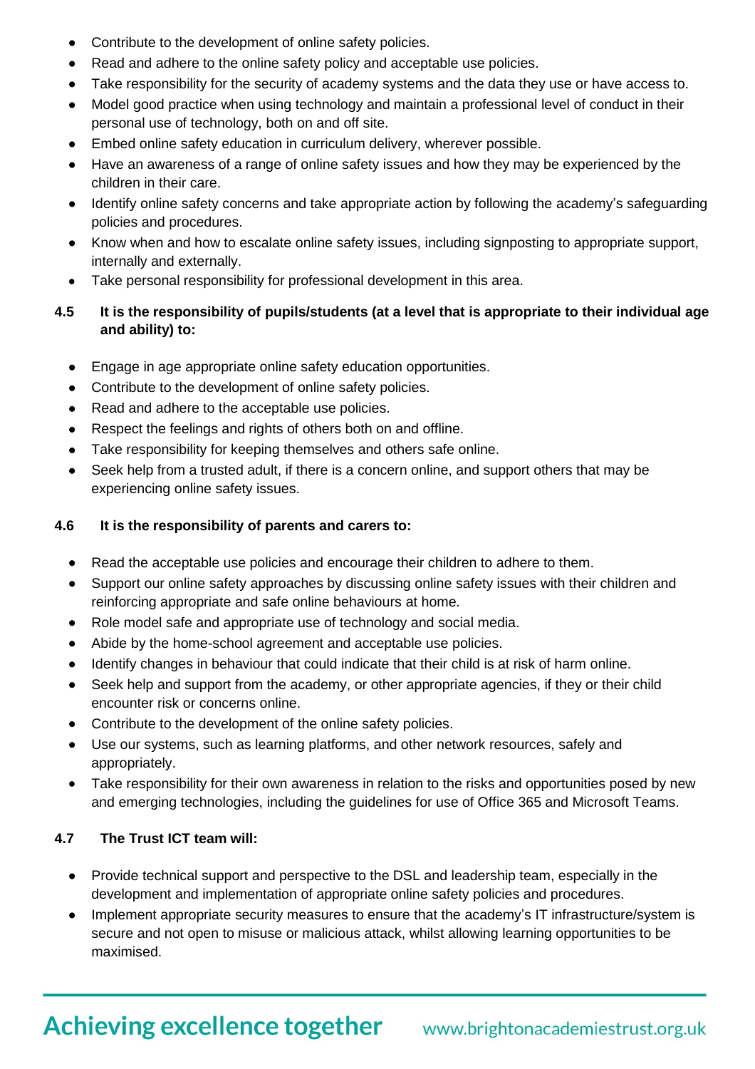- Contribute to the development of online safety policies.
- Read and adhere to the online safety policy and acceptable use policies.
- Take responsibility for the security of academy systems and the data they use or have access to.
- Model good practice when using technology and maintain a professional level of conduct in their personal use of technology, both on and off site.
- Embed online safety education in curriculum delivery, wherever possible.
- Have an awareness of a range of online safety issues and how they may be experienced by the children in their care.
- Identify online safety concerns and take appropriate action by following the academy's safeguarding policies and procedures.
- Know when and how to escalate online safety issues, including signposting to appropriate support, internally and externally.
- Take personal responsibility for professional development in this area.

**4.5 It is the responsibility of pupils/students (at a level that is appropriate to their individual age and ability) to:**

- Engage in age appropriate online safety education opportunities.
- Contribute to the development of online safety policies.
- Read and adhere to the acceptable use policies.
- Respect the feelings and rights of others both on and offline.
- Take responsibility for keeping themselves and others safe online.
- Seek help from a trusted adult, if there is a concern online, and support others that may be experiencing online safety issues.

**4.6 It is the responsibility of parents and carers to:**

- Read the acceptable use policies and encourage their children to adhere to them.
- Support our online safety approaches by discussing online safety issues with their children and reinforcing appropriate and safe online behaviours at home.
- Role model safe and appropriate use of technology and social media.
- Abide by the home-school agreement and acceptable use policies.
- Identify changes in behaviour that could indicate that their child is at risk of harm online.
- Seek help and support from the academy, or other appropriate agencies, if they or their child encounter risk or concerns online.
- Contribute to the development of the online safety policies.
- Use our systems, such as learning platforms, and other network resources, safely and appropriately.
- Take responsibility for their own awareness in relation to the risks and opportunities posed by new and emerging technologies, including the guidelines for use of Office 365 and Microsoft Teams.

**4.7 The Trust ICT team will:**

- Provide technical support and perspective to the DSL and leadership team, especially in the development and implementation of appropriate online safety policies and procedures.
- Implement appropriate security measures to ensure that the academy's IT infrastructure/system is secure and not open to misuse or malicious attack, whilst allowing learning opportunities to be maximised.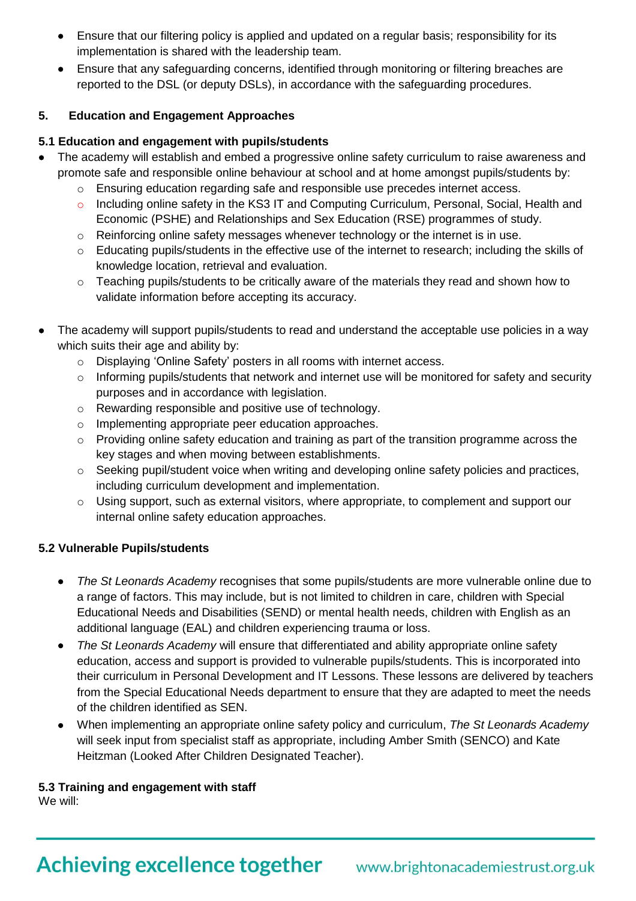- Ensure that our filtering policy is applied and updated on a regular basis; responsibility for its implementation is shared with the leadership team.
- Ensure that any safeguarding concerns, identified through monitoring or filtering breaches are reported to the DSL (or deputy DSLs), in accordance with the safeguarding procedures.

## 5. Education and Engagement Approaches

### 5.1 Education and engagement with pupils/students

- The academy will establish and embed a progressive online safety curriculum to raise awareness and promote safe and responsible online behaviour at school and at home amongst pupils/students by:
  - Ensuring education regarding safe and responsible use precedes internet access.
  - Including online safety in the KS3 IT and Computing Curriculum, Personal, Social, Health and Economic (PSHE) and Relationships and Sex Education (RSE) programmes of study.
  - Reinforcing online safety messages whenever technology or the internet is in use.
  - Educating pupils/students in the effective use of the internet to research; including the skills of knowledge location, retrieval and evaluation.
  - Teaching pupils/students to be critically aware of the materials they read and shown how to validate information before accepting its accuracy.

- The academy will support pupils/students to read and understand the acceptable use policies in a way which suits their age and ability by:
  - Displaying 'Online Safety' posters in all rooms with internet access.
  - Informing pupils/students that network and internet use will be monitored for safety and security purposes and in accordance with legislation.
  - Rewarding responsible and positive use of technology.
  - Implementing appropriate peer education approaches.
  - Providing online safety education and training as part of the transition programme across the key stages and when moving between establishments.
  - Seeking pupil/student voice when writing and developing online safety policies and practices, including curriculum development and implementation.
  - Using support, such as external visitors, where appropriate, to complement and support our internal online safety education approaches.

### 5.2 Vulnerable Pupils/students

- *The St Leonards Academy* recognises that some pupils/students are more vulnerable online due to a range of factors. This may include, but is not limited to children in care, children with Special Educational Needs and Disabilities (SEND) or mental health needs, children with English as an additional language (EAL) and children experiencing trauma or loss.
- *The St Leonards Academy* will ensure that differentiated and ability appropriate online safety education, access and support is provided to vulnerable pupils/students. This is incorporated into their curriculum in Personal Development and IT Lessons. These lessons are delivered by teachers from the Special Educational Needs department to ensure that they are adapted to meet the needs of the children identified as SEN.
- When implementing an appropriate online safety policy and curriculum, *The St Leonards Academy* will seek input from specialist staff as appropriate, including Amber Smith (SENCO) and Kate Heitzman (Looked After Children Designated Teacher).

### 5.3 Training and engagement with staff

We will: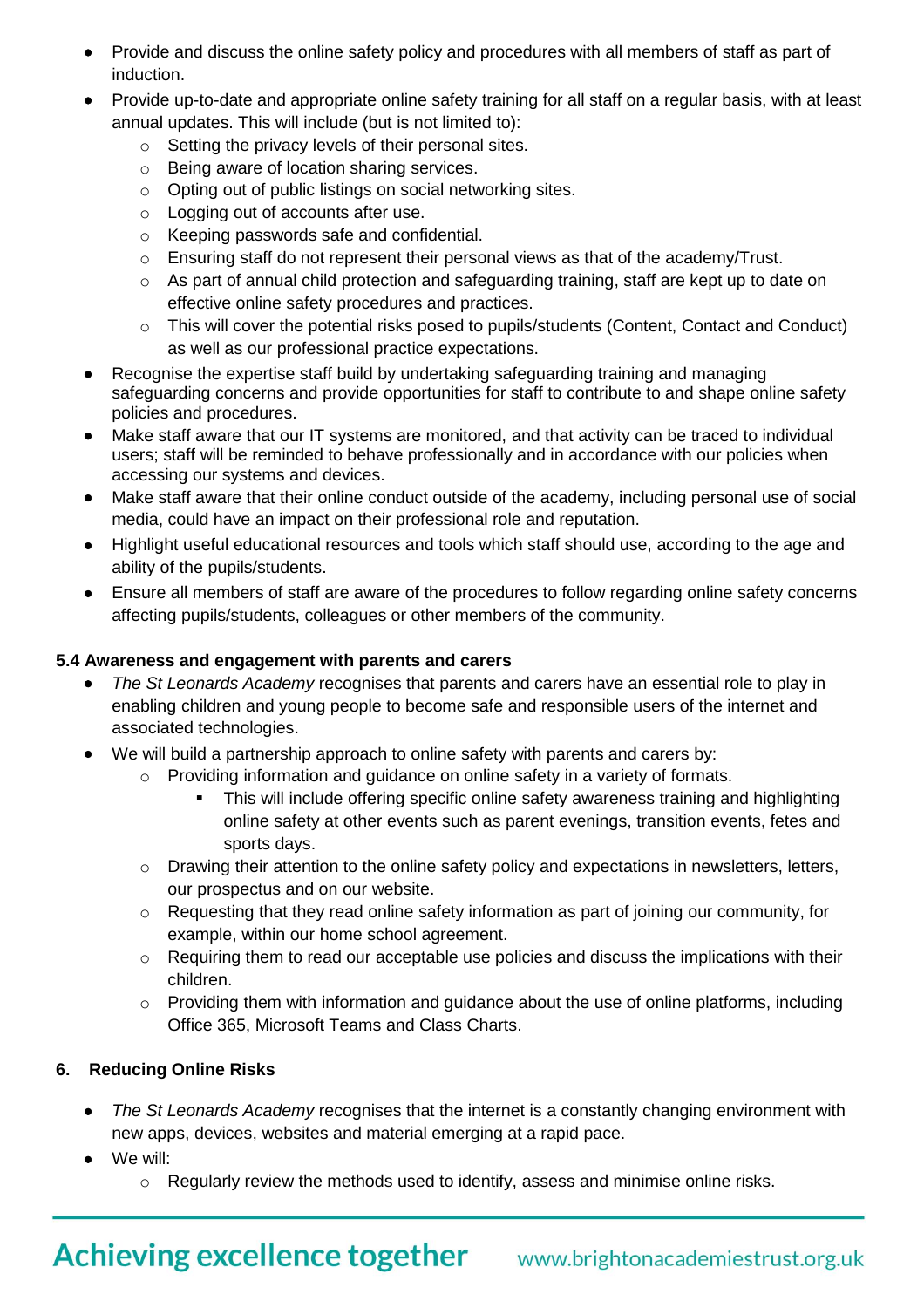- Provide and discuss the online safety policy and procedures with all members of staff as part of induction.
- Provide up-to-date and appropriate online safety training for all staff on a regular basis, with at least annual updates. This will include (but is not limited to):
  - Setting the privacy levels of their personal sites.
  - Being aware of location sharing services.
  - Opting out of public listings on social networking sites.
  - Logging out of accounts after use.
  - Keeping passwords safe and confidential.
  - Ensuring staff do not represent their personal views as that of the academy/Trust.
  - As part of annual child protection and safeguarding training, staff are kept up to date on effective online safety procedures and practices.
  - This will cover the potential risks posed to pupils/students (Content, Contact and Conduct) as well as our professional practice expectations.
- Recognise the expertise staff build by undertaking safeguarding training and managing safeguarding concerns and provide opportunities for staff to contribute to and shape online safety policies and procedures.
- Make staff aware that our IT systems are monitored, and that activity can be traced to individual users; staff will be reminded to behave professionally and in accordance with our policies when accessing our systems and devices.
- Make staff aware that their online conduct outside of the academy, including personal use of social media, could have an impact on their professional role and reputation.
- Highlight useful educational resources and tools which staff should use, according to the age and ability of the pupils/students.
- Ensure all members of staff are aware of the procedures to follow regarding online safety concerns affecting pupils/students, colleagues or other members of the community.

### 5.4 Awareness and engagement with parents and carers

- *The St Leonards Academy* recognises that parents and carers have an essential role to play in enabling children and young people to become safe and responsible users of the internet and associated technologies.
- We will build a partnership approach to online safety with parents and carers by:
  - Providing information and guidance on online safety in a variety of formats.
    - This will include offering specific online safety awareness training and highlighting online safety at other events such as parent evenings, transition events, fetes and sports days.
  - Drawing their attention to the online safety policy and expectations in newsletters, letters, our prospectus and on our website.
  - Requesting that they read online safety information as part of joining our community, for example, within our home school agreement.
  - Requiring them to read our acceptable use policies and discuss the implications with their children.
  - Providing them with information and guidance about the use of online platforms, including Office 365, Microsoft Teams and Class Charts.

## 6. Reducing Online Risks

- *The St Leonards Academy* recognises that the internet is a constantly changing environment with new apps, devices, websites and material emerging at a rapid pace.
- We will:
  - Regularly review the methods used to identify, assess and minimise online risks.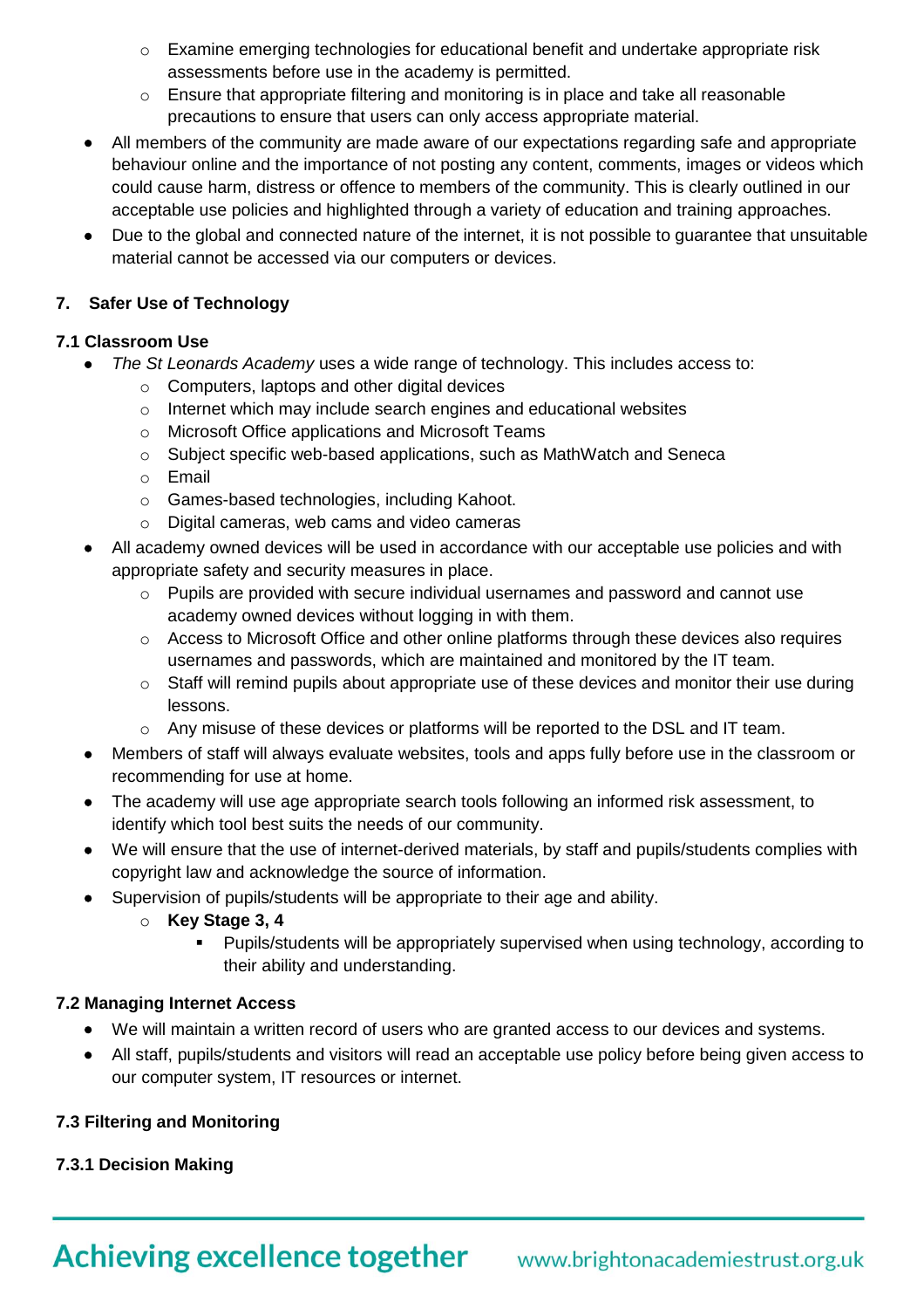- Examine emerging technologies for educational benefit and undertake appropriate risk assessments before use in the academy is permitted.
  - Ensure that appropriate filtering and monitoring is in place and take all reasonable precautions to ensure that users can only access appropriate material.
- All members of the community are made aware of our expectations regarding safe and appropriate behaviour online and the importance of not posting any content, comments, images or videos which could cause harm, distress or offence to members of the community. This is clearly outlined in our acceptable use policies and highlighted through a variety of education and training approaches.
- Due to the global and connected nature of the internet, it is not possible to guarantee that unsuitable material cannot be accessed via our computers or devices.

## 7. Safer Use of Technology

### 7.1 Classroom Use

- *The St Leonards Academy* uses a wide range of technology. This includes access to:
  - Computers, laptops and other digital devices
  - Internet which may include search engines and educational websites
  - Microsoft Office applications and Microsoft Teams
  - Subject specific web-based applications, such as MathWatch and Seneca
  - Email
  - Games-based technologies, including Kahoot.
  - Digital cameras, web cams and video cameras
- All academy owned devices will be used in accordance with our acceptable use policies and with appropriate safety and security measures in place.
  - Pupils are provided with secure individual usernames and password and cannot use academy owned devices without logging in with them.
  - Access to Microsoft Office and other online platforms through these devices also requires usernames and passwords, which are maintained and monitored by the IT team.
  - Staff will remind pupils about appropriate use of these devices and monitor their use during lessons.
  - Any misuse of these devices or platforms will be reported to the DSL and IT team.
- Members of staff will always evaluate websites, tools and apps fully before use in the classroom or recommending for use at home.
- The academy will use age appropriate search tools following an informed risk assessment, to identify which tool best suits the needs of our community.
- We will ensure that the use of internet-derived materials, by staff and pupils/students complies with copyright law and acknowledge the source of information.
- Supervision of pupils/students will be appropriate to their age and ability.
  - **Key Stage 3, 4**
    - Pupils/students will be appropriately supervised when using technology, according to their ability and understanding.

### 7.2 Managing Internet Access

- We will maintain a written record of users who are granted access to our devices and systems.
- All staff, pupils/students and visitors will read an acceptable use policy before being given access to our computer system, IT resources or internet.

### 7.3 Filtering and Monitoring

#### 7.3.1 Decision Making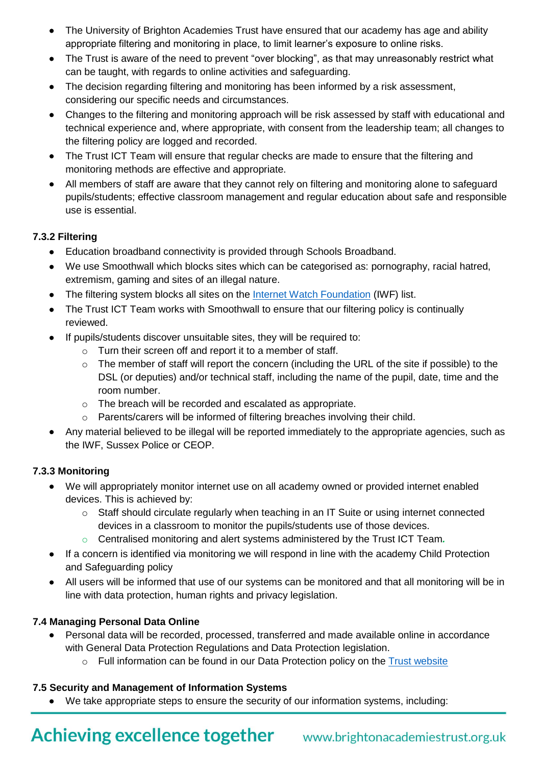- The University of Brighton Academies Trust have ensured that our academy has age and ability appropriate filtering and monitoring in place, to limit learner's exposure to online risks.
- The Trust is aware of the need to prevent "over blocking", as that may unreasonably restrict what can be taught, with regards to online activities and safeguarding.
- The decision regarding filtering and monitoring has been informed by a risk assessment, considering our specific needs and circumstances.
- Changes to the filtering and monitoring approach will be risk assessed by staff with educational and technical experience and, where appropriate, with consent from the leadership team; all changes to the filtering policy are logged and recorded.
- The Trust ICT Team will ensure that regular checks are made to ensure that the filtering and monitoring methods are effective and appropriate.
- All members of staff are aware that they cannot rely on filtering and monitoring alone to safeguard pupils/students; effective classroom management and regular education about safe and responsible use is essential.

**7.3.2 Filtering**

- Education broadband connectivity is provided through Schools Broadband.
- We use Smoothwall which blocks sites which can be categorised as: pornography, racial hatred, extremism, gaming and sites of an illegal nature.
- The filtering system blocks all sites on the Internet Watch Foundation (IWF) list.
- The Trust ICT Team works with Smoothwall to ensure that our filtering policy is continually reviewed.
- If pupils/students discover unsuitable sites, they will be required to:
  - Turn their screen off and report it to a member of staff.
  - The member of staff will report the concern (including the URL of the site if possible) to the DSL (or deputies) and/or technical staff, including the name of the pupil, date, time and the room number.
  - The breach will be recorded and escalated as appropriate.
  - Parents/carers will be informed of filtering breaches involving their child.
- Any material believed to be illegal will be reported immediately to the appropriate agencies, such as the IWF, Sussex Police or CEOP.

**7.3.3 Monitoring**

- We will appropriately monitor internet use on all academy owned or provided internet enabled devices. This is achieved by:
  - Staff should circulate regularly when teaching in an IT Suite or using internet connected devices in a classroom to monitor the pupils/students use of those devices.
  - Centralised monitoring and alert systems administered by the Trust ICT Team.
- If a concern is identified via monitoring we will respond in line with the academy Child Protection and Safeguarding policy
- All users will be informed that use of our systems can be monitored and that all monitoring will be in line with data protection, human rights and privacy legislation.

**7.4 Managing Personal Data Online**

- Personal data will be recorded, processed, transferred and made available online in accordance with General Data Protection Regulations and Data Protection legislation.
  - Full information can be found in our Data Protection policy on the Trust website

**7.5 Security and Management of Information Systems**

- We take appropriate steps to ensure the security of our information systems, including: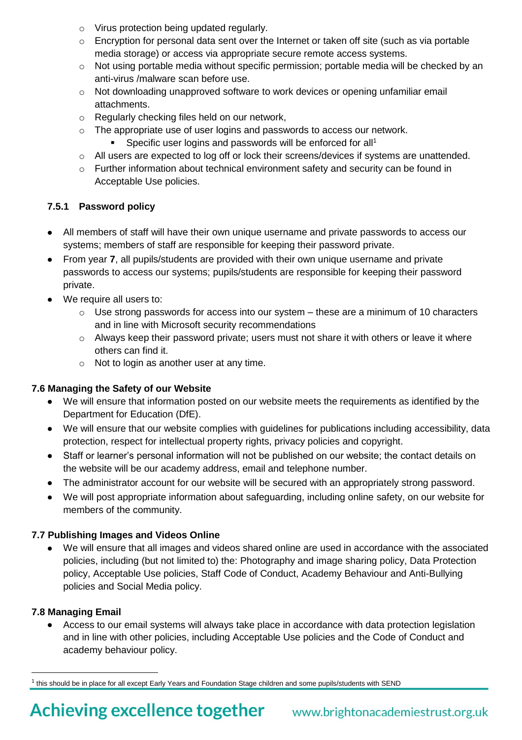- Virus protection being updated regularly.
- Encryption for personal data sent over the Internet or taken off site (such as via portable media storage) or access via appropriate secure remote access systems.
- Not using portable media without specific permission; portable media will be checked by an anti-virus /malware scan before use.
- Not downloading unapproved software to work devices or opening unfamiliar email attachments.
- Regularly checking files held on our network,
- The appropriate use of user logins and passwords to access our network.
  - Specific user logins and passwords will be enforced for all[1]
- All users are expected to log off or lock their screens/devices if systems are unattended.
- Further information about technical environment safety and security can be found in Acceptable Use policies.

#### 7.5.1 Password policy

- All members of staff will have their own unique username and private passwords to access our systems; members of staff are responsible for keeping their password private.
- From year **7**, all pupils/students are provided with their own unique username and private passwords to access our systems; pupils/students are responsible for keeping their password private.
- We require all users to:
  - Use strong passwords for access into our system – these are a minimum of 10 characters and in line with Microsoft security recommendations
  - Always keep their password private; users must not share it with others or leave it where others can find it.
  - Not to login as another user at any time.

### 7.6 Managing the Safety of our Website

- We will ensure that information posted on our website meets the requirements as identified by the Department for Education (DfE).
- We will ensure that our website complies with guidelines for publications including accessibility, data protection, respect for intellectual property rights, privacy policies and copyright.
- Staff or learner's personal information will not be published on our website; the contact details on the website will be our academy address, email and telephone number.
- The administrator account for our website will be secured with an appropriately strong password.
- We will post appropriate information about safeguarding, including online safety, on our website for members of the community.

### 7.7 Publishing Images and Videos Online

- We will ensure that all images and videos shared online are used in accordance with the associated policies, including (but not limited to) the: Photography and image sharing policy, Data Protection policy, Acceptable Use policies, Staff Code of Conduct, Academy Behaviour and Anti-Bullying policies and Social Media policy.

### 7.8 Managing Email

- Access to our email systems will always take place in accordance with data protection legislation and in line with other policies, including Acceptable Use policies and the Code of Conduct and academy behaviour policy.

---

[1] this should be in place for all except Early Years and Foundation Stage children and some pupils/students with SEND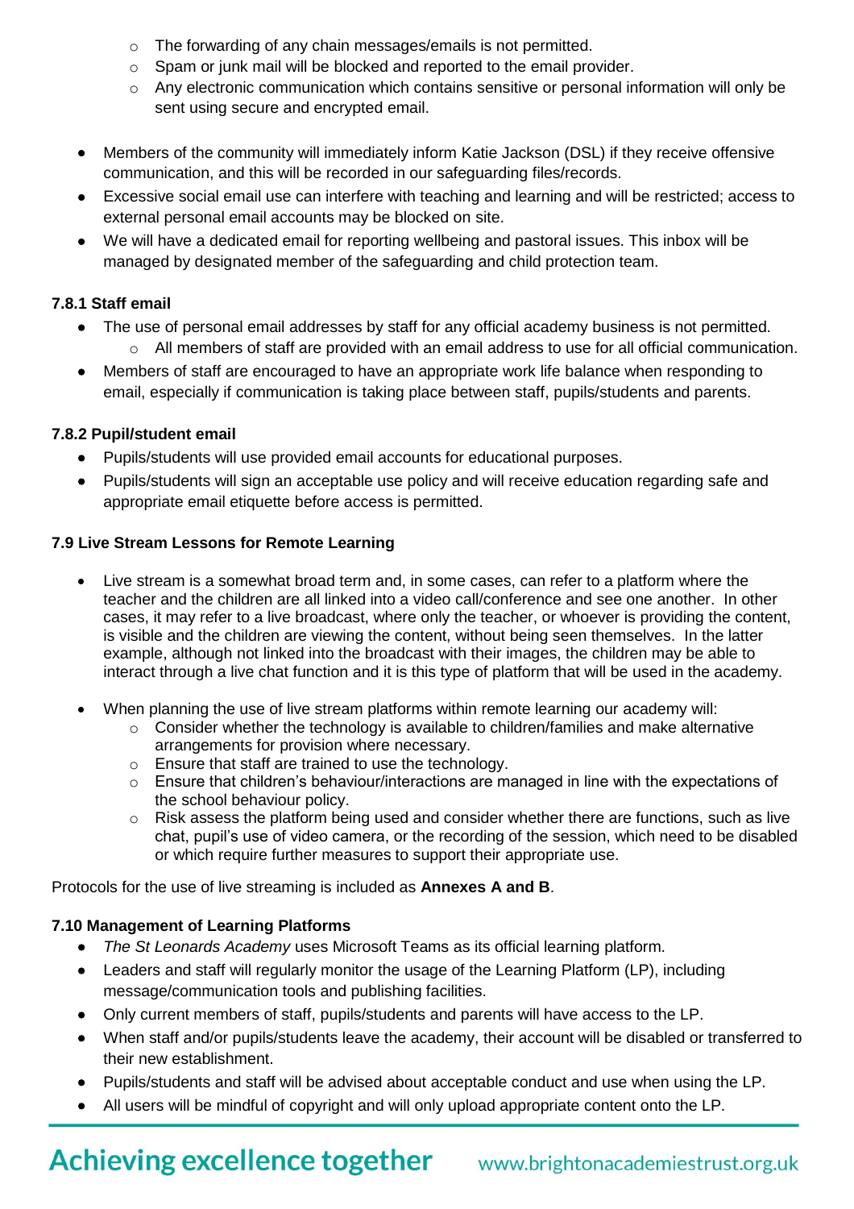- The forwarding of any chain messages/emails is not permitted.
  - Spam or junk mail will be blocked and reported to the email provider.
  - Any electronic communication which contains sensitive or personal information will only be sent using secure and encrypted email.

- Members of the community will immediately inform Katie Jackson (DSL) if they receive offensive communication, and this will be recorded in our safeguarding files/records.
- Excessive social email use can interfere with teaching and learning and will be restricted; access to external personal email accounts may be blocked on site.
- We will have a dedicated email for reporting wellbeing and pastoral issues. This inbox will be managed by designated member of the safeguarding and child protection team.

#### 7.8.1 Staff email

- The use of personal email addresses by staff for any official academy business is not permitted.
  - All members of staff are provided with an email address to use for all official communication.
- Members of staff are encouraged to have an appropriate work life balance when responding to email, especially if communication is taking place between staff, pupils/students and parents.

#### 7.8.2 Pupil/student email

- Pupils/students will use provided email accounts for educational purposes.
- Pupils/students will sign an acceptable use policy and will receive education regarding safe and appropriate email etiquette before access is permitted.

### 7.9 Live Stream Lessons for Remote Learning

- Live stream is a somewhat broad term and, in some cases, can refer to a platform where the teacher and the children are all linked into a video call/conference and see one another. In other cases, it may refer to a live broadcast, where only the teacher, or whoever is providing the content, is visible and the children are viewing the content, without being seen themselves. In the latter example, although not linked into the broadcast with their images, the children may be able to interact through a live chat function and it is this type of platform that will be used in the academy.

- When planning the use of live stream platforms within remote learning our academy will:
  - Consider whether the technology is available to children/families and make alternative arrangements for provision where necessary.
  - Ensure that staff are trained to use the technology.
  - Ensure that children's behaviour/interactions are managed in line with the expectations of the school behaviour policy.
  - Risk assess the platform being used and consider whether there are functions, such as live chat, pupil's use of video camera, or the recording of the session, which need to be disabled or which require further measures to support their appropriate use.

Protocols for the use of live streaming is included as **Annexes A and B**.

### 7.10 Management of Learning Platforms

- *The St Leonards Academy* uses Microsoft Teams as its official learning platform.
- Leaders and staff will regularly monitor the usage of the Learning Platform (LP), including message/communication tools and publishing facilities.
- Only current members of staff, pupils/students and parents will have access to the LP.
- When staff and/or pupils/students leave the academy, their account will be disabled or transferred to their new establishment.
- Pupils/students and staff will be advised about acceptable conduct and use when using the LP.
- All users will be mindful of copyright and will only upload appropriate content onto the LP.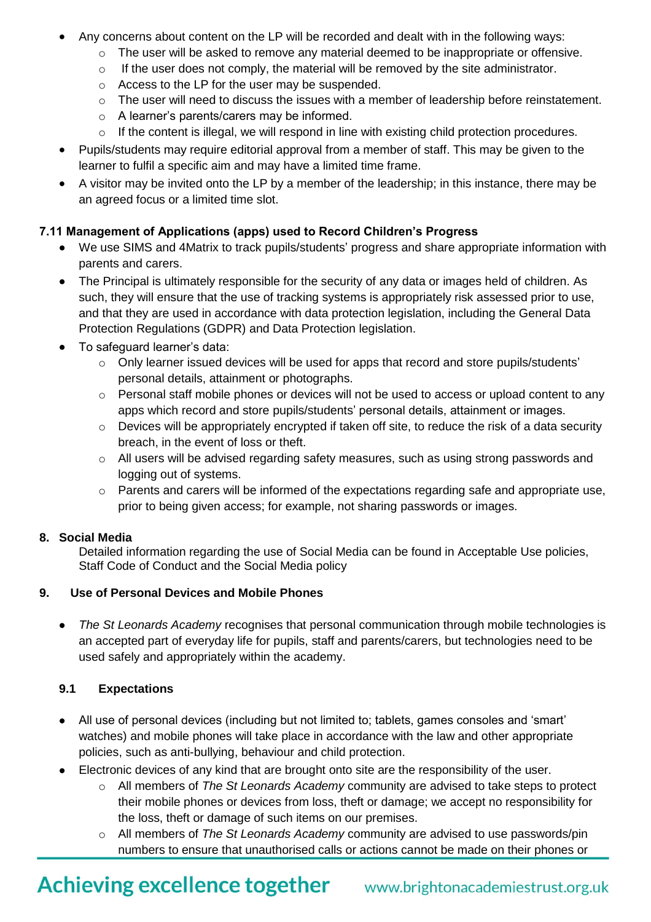- Any concerns about content on the LP will be recorded and dealt with in the following ways:
    - The user will be asked to remove any material deemed to be inappropriate or offensive.
    - If the user does not comply, the material will be removed by the site administrator.
    - Access to the LP for the user may be suspended.
    - The user will need to discuss the issues with a member of leadership before reinstatement.
    - A learner's parents/carers may be informed.
    - If the content is illegal, we will respond in line with existing child protection procedures.
- Pupils/students may require editorial approval from a member of staff. This may be given to the learner to fulfil a specific aim and may have a limited time frame.
- A visitor may be invited onto the LP by a member of the leadership; in this instance, there may be an agreed focus or a limited time slot.

### 7.11 Management of Applications (apps) used to Record Children's Progress

- We use SIMS and 4Matrix to track pupils/students' progress and share appropriate information with parents and carers.
- The Principal is ultimately responsible for the security of any data or images held of children. As such, they will ensure that the use of tracking systems is appropriately risk assessed prior to use, and that they are used in accordance with data protection legislation, including the General Data Protection Regulations (GDPR) and Data Protection legislation.
- To safeguard learner's data:
    - Only learner issued devices will be used for apps that record and store pupils/students' personal details, attainment or photographs.
    - Personal staff mobile phones or devices will not be used to access or upload content to any apps which record and store pupils/students' personal details, attainment or images.
    - Devices will be appropriately encrypted if taken off site, to reduce the risk of a data security breach, in the event of loss or theft.
    - All users will be advised regarding safety measures, such as using strong passwords and logging out of systems.
    - Parents and carers will be informed of the expectations regarding safe and appropriate use, prior to being given access; for example, not sharing passwords or images.

## 8. Social Media

Detailed information regarding the use of Social Media can be found in Acceptable Use policies, Staff Code of Conduct and the Social Media policy

## 9. Use of Personal Devices and Mobile Phones

- *The St Leonards Academy* recognises that personal communication through mobile technologies is an accepted part of everyday life for pupils, staff and parents/carers, but technologies need to be used safely and appropriately within the academy.

### 9.1 Expectations

- All use of personal devices (including but not limited to; tablets, games consoles and 'smart' watches) and mobile phones will take place in accordance with the law and other appropriate policies, such as anti-bullying, behaviour and child protection.
- Electronic devices of any kind that are brought onto site are the responsibility of the user.
    - All members of *The St Leonards Academy* community are advised to take steps to protect their mobile phones or devices from loss, theft or damage; we accept no responsibility for the loss, theft or damage of such items on our premises.
    - All members of *The St Leonards Academy* community are advised to use passwords/pin numbers to ensure that unauthorised calls or actions cannot be made on their phones or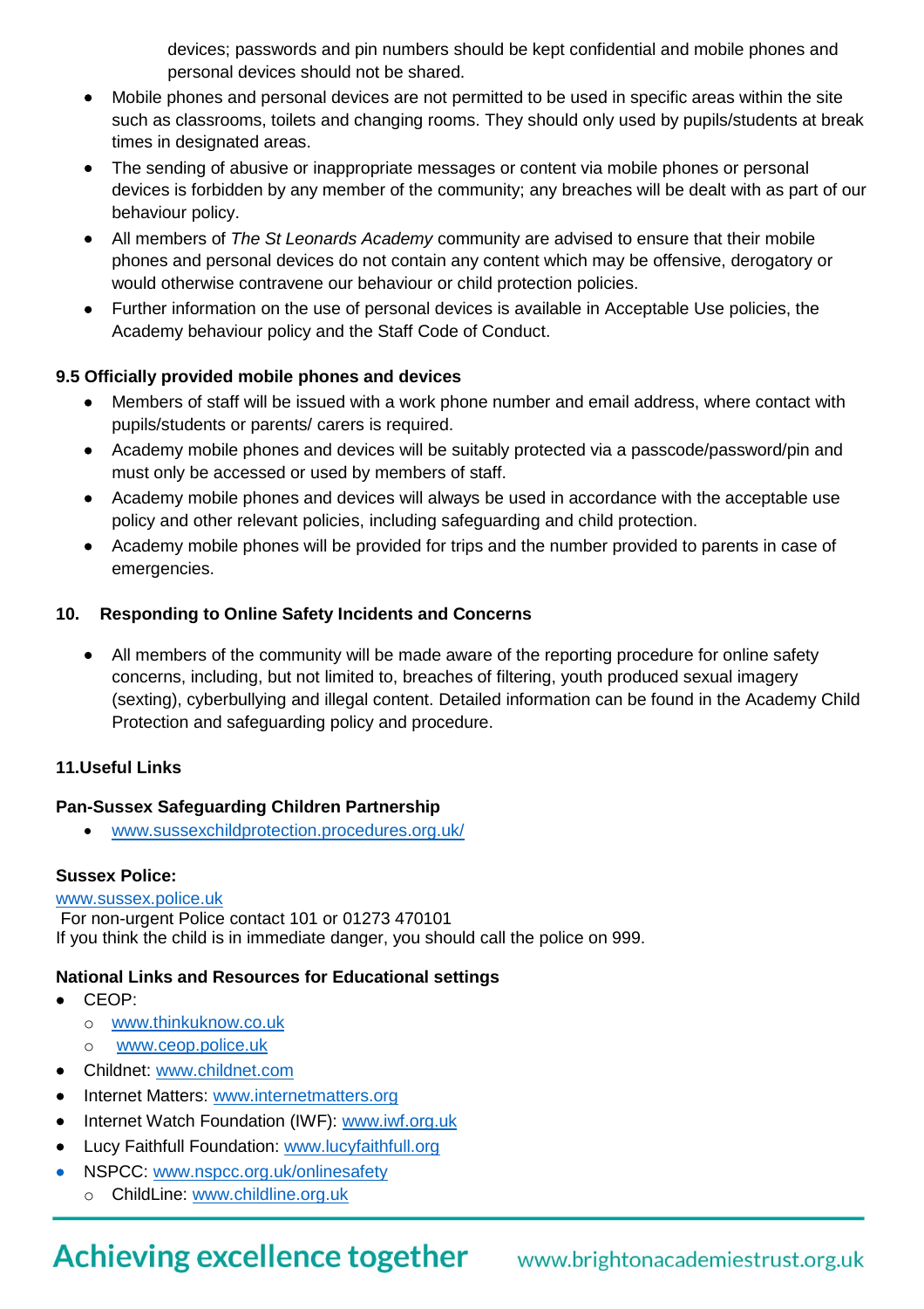devices; passwords and pin numbers should be kept confidential and mobile phones and personal devices should not be shared.

- Mobile phones and personal devices are not permitted to be used in specific areas within the site such as classrooms, toilets and changing rooms. They should only used by pupils/students at break times in designated areas.
- The sending of abusive or inappropriate messages or content via mobile phones or personal devices is forbidden by any member of the community; any breaches will be dealt with as part of our behaviour policy.
- All members of *The St Leonards Academy* community are advised to ensure that their mobile phones and personal devices do not contain any content which may be offensive, derogatory or would otherwise contravene our behaviour or child protection policies.
- Further information on the use of personal devices is available in Acceptable Use policies, the Academy behaviour policy and the Staff Code of Conduct.

### 9.5 Officially provided mobile phones and devices

- Members of staff will be issued with a work phone number and email address, where contact with pupils/students or parents/ carers is required.
- Academy mobile phones and devices will be suitably protected via a passcode/password/pin and must only be accessed or used by members of staff.
- Academy mobile phones and devices will always be used in accordance with the acceptable use policy and other relevant policies, including safeguarding and child protection.
- Academy mobile phones will be provided for trips and the number provided to parents in case of emergencies.

## 10. Responding to Online Safety Incidents and Concerns

- All members of the community will be made aware of the reporting procedure for online safety concerns, including, but not limited to, breaches of filtering, youth produced sexual imagery (sexting), cyberbullying and illegal content. Detailed information can be found in the Academy Child Protection and safeguarding policy and procedure.

## 11.Useful Links

**Pan-Sussex Safeguarding Children Partnership**

- www.sussexchildprotection.procedures.org.uk/

**Sussex Police:**

www.sussex.police.uk
For non-urgent Police contact 101 or 01273 470101
If you think the child is in immediate danger, you should call the police on 999.

**National Links and Resources for Educational settings**

- CEOP:
  - www.thinkuknow.co.uk
  - www.ceop.police.uk
- Childnet: www.childnet.com
- Internet Matters: www.internetmatters.org
- Internet Watch Foundation (IWF): www.iwf.org.uk
- Lucy Faithfull Foundation: www.lucyfaithfull.org
- NSPCC: www.nspcc.org.uk/onlinesafety
  - ChildLine: www.childline.org.uk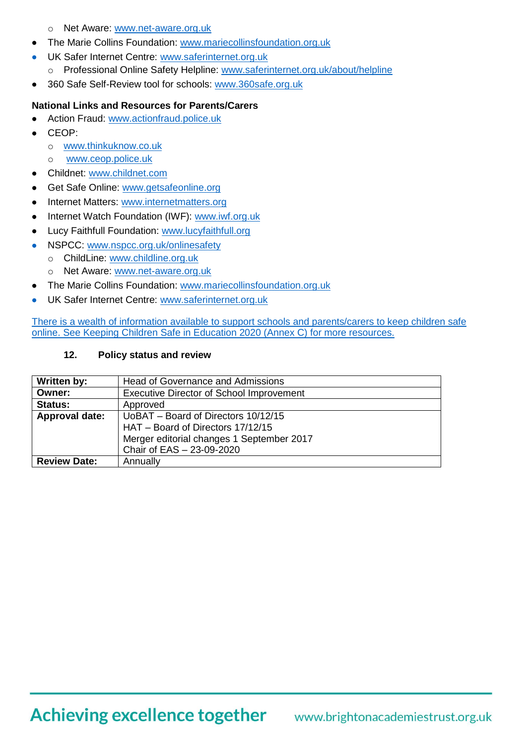- Net Aware: www.net-aware.org.uk
- The Marie Collins Foundation: www.mariecollinsfoundation.org.uk
- UK Safer Internet Centre: www.saferinternet.org.uk
   - Professional Online Safety Helpline: www.saferinternet.org.uk/about/helpline
- 360 Safe Self-Review tool for schools: www.360safe.org.uk

**National Links and Resources for Parents/Carers**

- Action Fraud: www.actionfraud.police.uk
- CEOP:
   - www.thinkuknow.co.uk
   - www.ceop.police.uk
- Childnet: www.childnet.com
- Get Safe Online: www.getsafeonline.org
- Internet Matters: www.internetmatters.org
- Internet Watch Foundation (IWF): www.iwf.org.uk
- Lucy Faithfull Foundation: www.lucyfaithfull.org
- NSPCC: www.nspcc.org.uk/onlinesafety
   - ChildLine: www.childline.org.uk
   - Net Aware: www.net-aware.org.uk
- The Marie Collins Foundation: www.mariecollinsfoundation.org.uk
- UK Safer Internet Centre: www.saferinternet.org.uk

There is a wealth of information available to support schools and parents/carers to keep children safe online. See Keeping Children Safe in Education 2020 (Annex C) for more resources.

## 12. Policy status and review

| | |
|---|---|
| **Written by:** | Head of Governance and Admissions |
| **Owner:** | Executive Director of School Improvement |
| **Status:** | Approved |
| **Approval date:** | UoBAT – Board of Directors 10/12/15<br>HAT – Board of Directors 17/12/15<br>Merger editorial changes 1 September 2017<br>Chair of EAS – 23-09-2020 |
| **Review Date:** | Annually |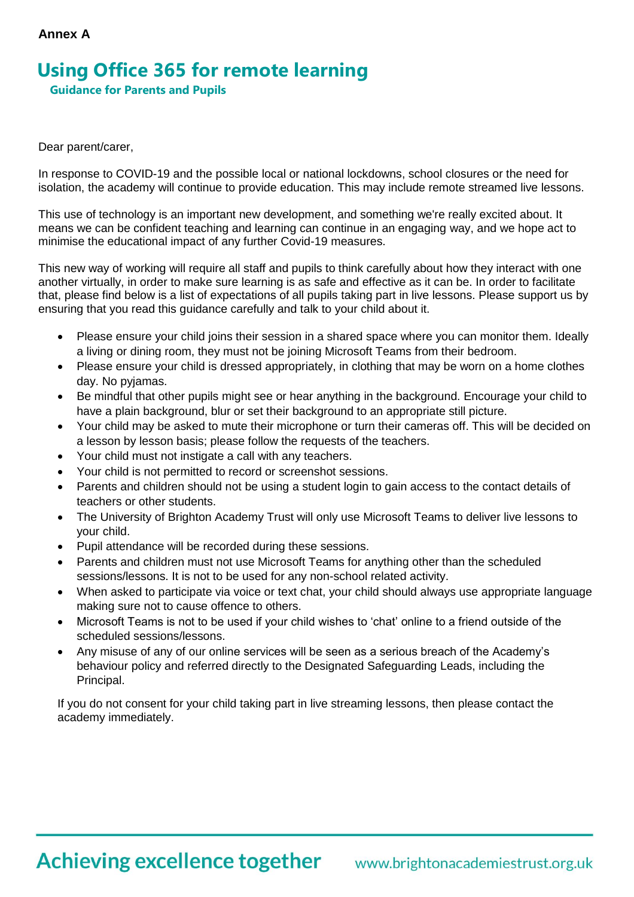**Annex A**

# Using Office 365 for remote learning

## Guidance for Parents and Pupils

Dear parent/carer,

In response to COVID-19 and the possible local or national lockdowns, school closures or the need for isolation, the academy will continue to provide education. This may include remote streamed live lessons.

This use of technology is an important new development, and something we're really excited about. It means we can be confident teaching and learning can continue in an engaging way, and we hope act to minimise the educational impact of any further Covid-19 measures.

This new way of working will require all staff and pupils to think carefully about how they interact with one another virtually, in order to make sure learning is as safe and effective as it can be. In order to facilitate that, please find below is a list of expectations of all pupils taking part in live lessons. Please support us by ensuring that you read this guidance carefully and talk to your child about it.

- Please ensure your child joins their session in a shared space where you can monitor them. Ideally a living or dining room, they must not be joining Microsoft Teams from their bedroom.
- Please ensure your child is dressed appropriately, in clothing that may be worn on a home clothes day. No pyjamas.
- Be mindful that other pupils might see or hear anything in the background. Encourage your child to have a plain background, blur or set their background to an appropriate still picture.
- Your child may be asked to mute their microphone or turn their cameras off. This will be decided on a lesson by lesson basis; please follow the requests of the teachers.
- Your child must not instigate a call with any teachers.
- Your child is not permitted to record or screenshot sessions.
- Parents and children should not be using a student login to gain access to the contact details of teachers or other students.
- The University of Brighton Academy Trust will only use Microsoft Teams to deliver live lessons to your child.
- Pupil attendance will be recorded during these sessions.
- Parents and children must not use Microsoft Teams for anything other than the scheduled sessions/lessons. It is not to be used for any non-school related activity.
- When asked to participate via voice or text chat, your child should always use appropriate language making sure not to cause offence to others.
- Microsoft Teams is not to be used if your child wishes to 'chat' online to a friend outside of the scheduled sessions/lessons.
- Any misuse of any of our online services will be seen as a serious breach of the Academy's behaviour policy and referred directly to the Designated Safeguarding Leads, including the Principal.

If you do not consent for your child taking part in live streaming lessons, then please contact the academy immediately.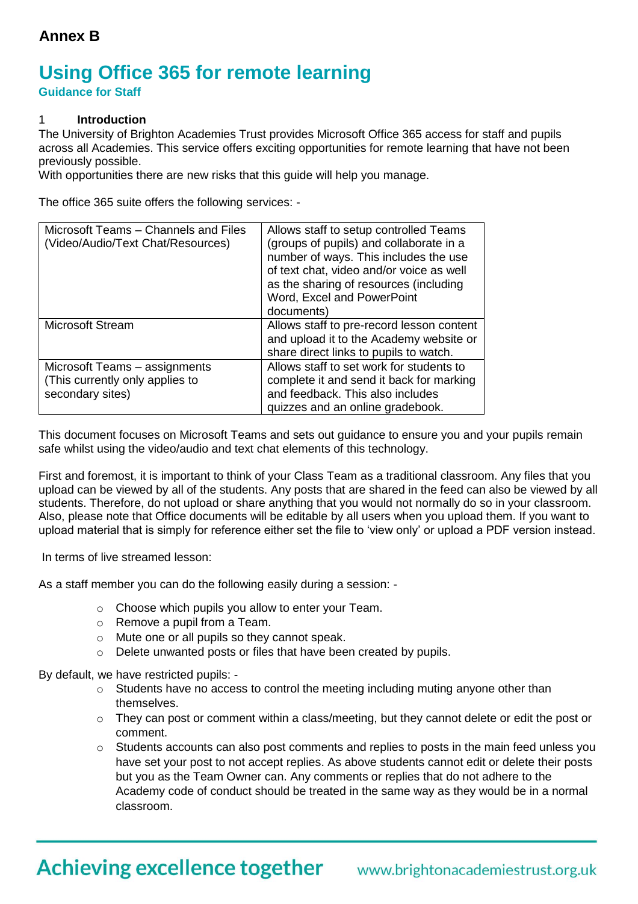**Annex B**

# Using Office 365 for remote learning

**Guidance for Staff**

## 1 Introduction

The University of Brighton Academies Trust provides Microsoft Office 365 access for staff and pupils across all Academies. This service offers exciting opportunities for remote learning that have not been previously possible.

With opportunities there are new risks that this guide will help you manage.

The office 365 suite offers the following services: -

| | |
|---|---|
| Microsoft Teams – Channels and Files (Video/Audio/Text Chat/Resources) | Allows staff to setup controlled Teams (groups of pupils) and collaborate in a number of ways. This includes the use of text chat, video and/or voice as well as the sharing of resources (including Word, Excel and PowerPoint documents) |
| Microsoft Stream | Allows staff to pre-record lesson content and upload it to the Academy website or share direct links to pupils to watch. |
| Microsoft Teams – assignments (This currently only applies to secondary sites) | Allows staff to set work for students to complete it and send it back for marking and feedback. This also includes quizzes and an online gradebook. |

This document focuses on Microsoft Teams and sets out guidance to ensure you and your pupils remain safe whilst using the video/audio and text chat elements of this technology.

First and foremost, it is important to think of your Class Team as a traditional classroom. Any files that you upload can be viewed by all of the students. Any posts that are shared in the feed can also be viewed by all students. Therefore, do not upload or share anything that you would not normally do so in your classroom. Also, please note that Office documents will be editable by all users when you upload them. If you want to upload material that is simply for reference either set the file to 'view only' or upload a PDF version instead.

In terms of live streamed lesson:

As a staff member you can do the following easily during a session: -

- Choose which pupils you allow to enter your Team.
- Remove a pupil from a Team.
- Mute one or all pupils so they cannot speak.
- Delete unwanted posts or files that have been created by pupils.

By default, we have restricted pupils: -

- Students have no access to control the meeting including muting anyone other than themselves.
- They can post or comment within a class/meeting, but they cannot delete or edit the post or comment.
- Students accounts can also post comments and replies to posts in the main feed unless you have set your post to not accept replies. As above students cannot edit or delete their posts but you as the Team Owner can. Any comments or replies that do not adhere to the Academy code of conduct should be treated in the same way as they would be in a normal classroom.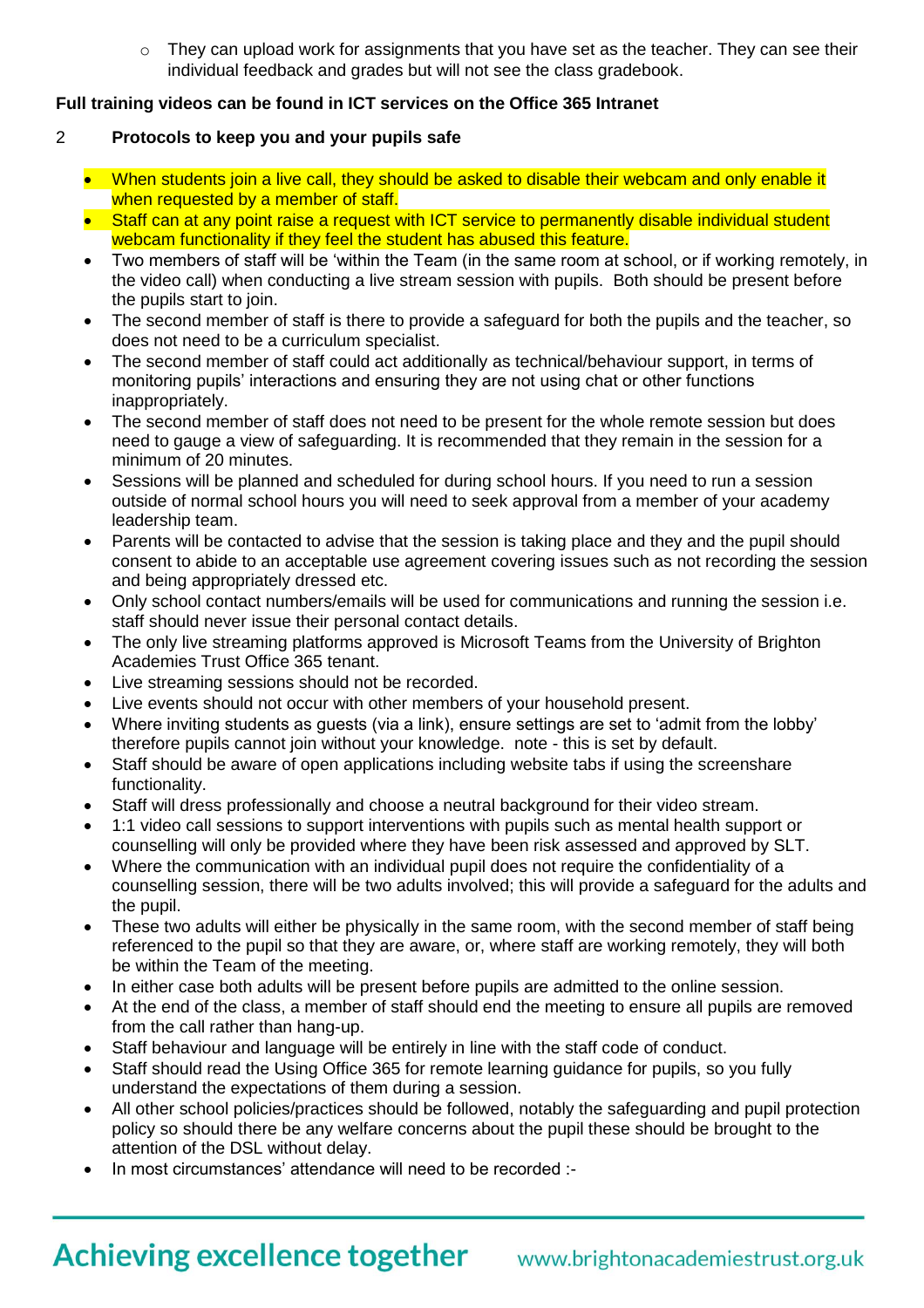- They can upload work for assignments that you have set as the teacher. They can see their individual feedback and grades but will not see the class gradebook.

**Full training videos can be found in ICT services on the Office 365 Intranet**

## 2 Protocols to keep you and your pupils safe

- When students join a live call, they should be asked to disable their webcam and only enable it when requested by a member of staff.
- Staff can at any point raise a request with ICT service to permanently disable individual student webcam functionality if they feel the student has abused this feature.
- Two members of staff will be 'within the Team (in the same room at school, or if working remotely, in the video call) when conducting a live stream session with pupils. Both should be present before the pupils start to join.
- The second member of staff is there to provide a safeguard for both the pupils and the teacher, so does not need to be a curriculum specialist.
- The second member of staff could act additionally as technical/behaviour support, in terms of monitoring pupils' interactions and ensuring they are not using chat or other functions inappropriately.
- The second member of staff does not need to be present for the whole remote session but does need to gauge a view of safeguarding. It is recommended that they remain in the session for a minimum of 20 minutes.
- Sessions will be planned and scheduled for during school hours. If you need to run a session outside of normal school hours you will need to seek approval from a member of your academy leadership team.
- Parents will be contacted to advise that the session is taking place and they and the pupil should consent to abide to an acceptable use agreement covering issues such as not recording the session and being appropriately dressed etc.
- Only school contact numbers/emails will be used for communications and running the session i.e. staff should never issue their personal contact details.
- The only live streaming platforms approved is Microsoft Teams from the University of Brighton Academies Trust Office 365 tenant.
- Live streaming sessions should not be recorded.
- Live events should not occur with other members of your household present.
- Where inviting students as guests (via a link), ensure settings are set to 'admit from the lobby' therefore pupils cannot join without your knowledge. note - this is set by default.
- Staff should be aware of open applications including website tabs if using the screenshare functionality.
- Staff will dress professionally and choose a neutral background for their video stream.
- 1:1 video call sessions to support interventions with pupils such as mental health support or counselling will only be provided where they have been risk assessed and approved by SLT.
- Where the communication with an individual pupil does not require the confidentiality of a counselling session, there will be two adults involved; this will provide a safeguard for the adults and the pupil.
- These two adults will either be physically in the same room, with the second member of staff being referenced to the pupil so that they are aware, or, where staff are working remotely, they will both be within the Team of the meeting.
- In either case both adults will be present before pupils are admitted to the online session.
- At the end of the class, a member of staff should end the meeting to ensure all pupils are removed from the call rather than hang-up.
- Staff behaviour and language will be entirely in line with the staff code of conduct.
- Staff should read the Using Office 365 for remote learning guidance for pupils, so you fully understand the expectations of them during a session.
- All other school policies/practices should be followed, notably the safeguarding and pupil protection policy so should there be any welfare concerns about the pupil these should be brought to the attention of the DSL without delay.
- In most circumstances' attendance will need to be recorded :-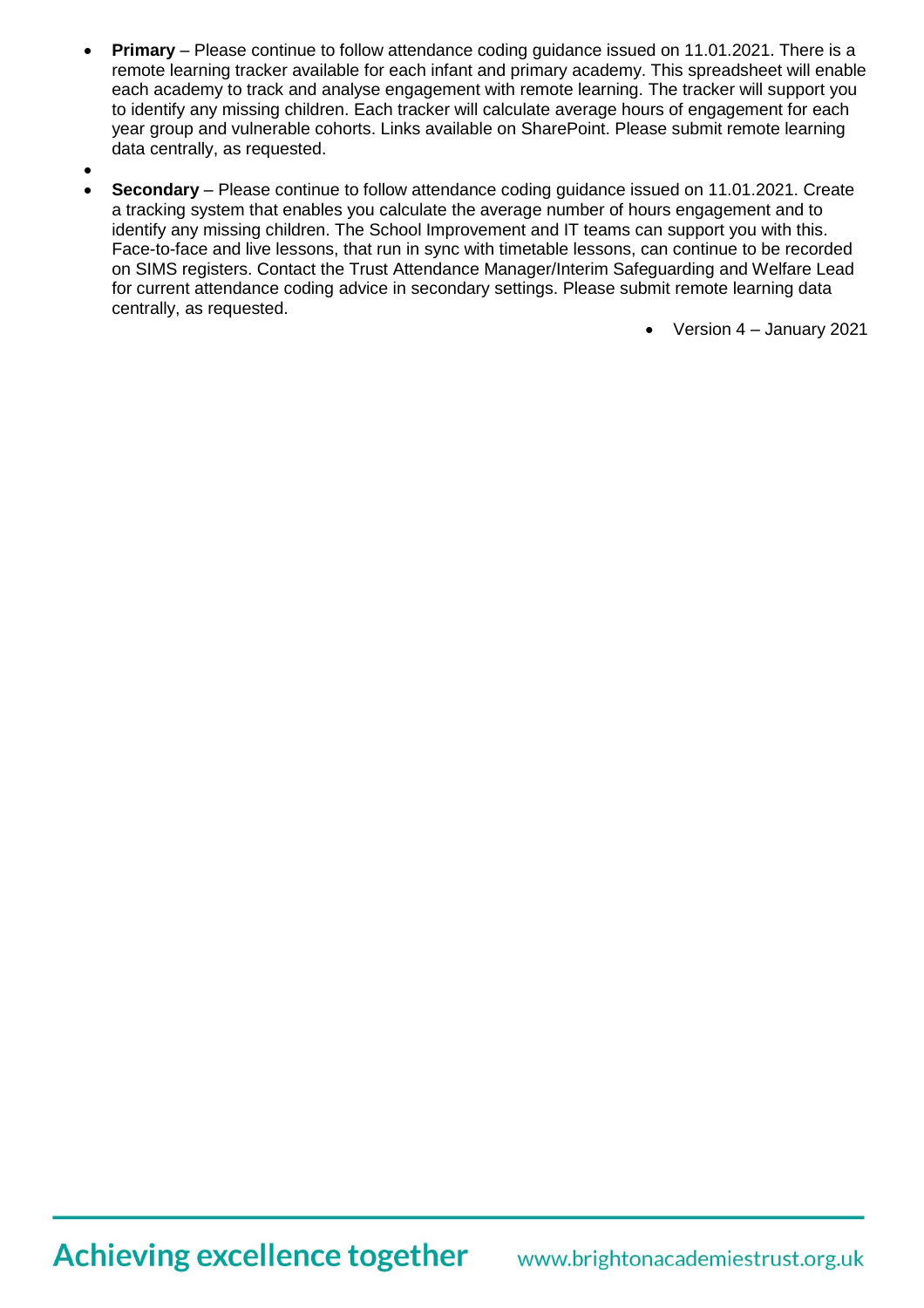- **Primary** – Please continue to follow attendance coding guidance issued on 11.01.2021. There is a remote learning tracker available for each infant and primary academy. This spreadsheet will enable each academy to track and analyse engagement with remote learning. The tracker will support you to identify any missing children. Each tracker will calculate average hours of engagement for each year group and vulnerable cohorts. Links available on SharePoint. Please submit remote learning data centrally, as requested.
- **Secondary** – Please continue to follow attendance coding guidance issued on 11.01.2021. Create a tracking system that enables you calculate the average number of hours engagement and to identify any missing children. The School Improvement and IT teams can support you with this. Face-to-face and live lessons, that run in sync with timetable lessons, can continue to be recorded on SIMS registers. Contact the Trust Attendance Manager/Interim Safeguarding and Welfare Lead for current attendance coding advice in secondary settings. Please submit remote learning data centrally, as requested.

- Version 4 – January 2021